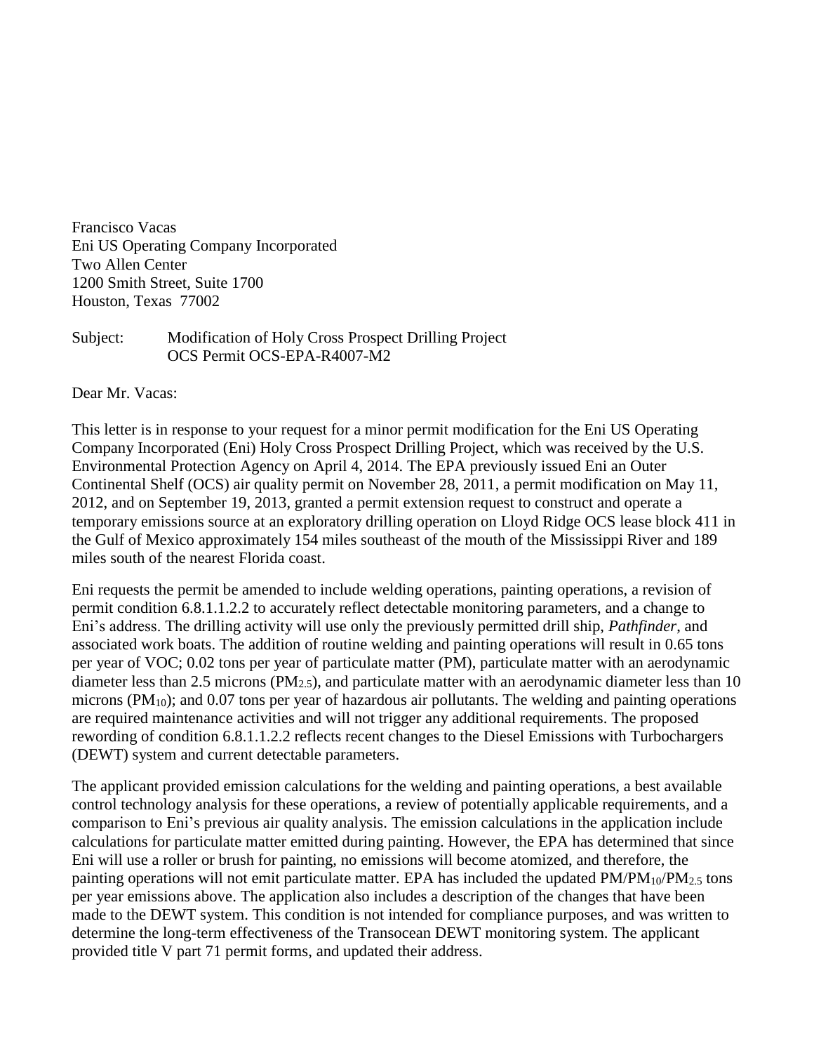Francisco Vacas
Eni US Operating Company Incorporated
Two Allen Center
1200 Smith Street, Suite 1700
Houston, Texas 77002

Subject: Modification of Holy Cross Prospect Drilling Project
OCS Permit OCS-EPA-R4007-M2

Dear Mr. Vacas:

This letter is in response to your request for a minor permit modification for the Eni US Operating Company Incorporated (Eni) Holy Cross Prospect Drilling Project, which was received by the U.S. Environmental Protection Agency on April 4, 2014. The EPA previously issued Eni an Outer Continental Shelf (OCS) air quality permit on November 28, 2011, a permit modification on May 11, 2012, and on September 19, 2013, granted a permit extension request to construct and operate a temporary emissions source at an exploratory drilling operation on Lloyd Ridge OCS lease block 411 in the Gulf of Mexico approximately 154 miles southeast of the mouth of the Mississippi River and 189 miles south of the nearest Florida coast.

Eni requests the permit be amended to include welding operations, painting operations, a revision of permit condition 6.8.1.1.2.2 to accurately reflect detectable monitoring parameters, and a change to Eni's address. The drilling activity will use only the previously permitted drill ship, *Pathfinder*, and associated work boats. The addition of routine welding and painting operations will result in 0.65 tons per year of VOC; 0.02 tons per year of particulate matter (PM), particulate matter with an aerodynamic diameter less than 2.5 microns ($PM_{2.5}$), and particulate matter with an aerodynamic diameter less than 10 microns ($PM_{10}$); and 0.07 tons per year of hazardous air pollutants. The welding and painting operations are required maintenance activities and will not trigger any additional requirements. The proposed rewording of condition 6.8.1.1.2.2 reflects recent changes to the Diesel Emissions with Turbochargers (DEWT) system and current detectable parameters.

The applicant provided emission calculations for the welding and painting operations, a best available control technology analysis for these operations, a review of potentially applicable requirements, and a comparison to Eni's previous air quality analysis. The emission calculations in the application include calculations for particulate matter emitted during painting. However, the EPA has determined that since Eni will use a roller or brush for painting, no emissions will become atomized, and therefore, the painting operations will not emit particulate matter. EPA has included the updated $PM/PM_{10}/PM_{2.5}$ tons per year emissions above. The application also includes a description of the changes that have been made to the DEWT system. This condition is not intended for compliance purposes, and was written to determine the long-term effectiveness of the Transocean DEWT monitoring system. The applicant provided title V part 71 permit forms, and updated their address.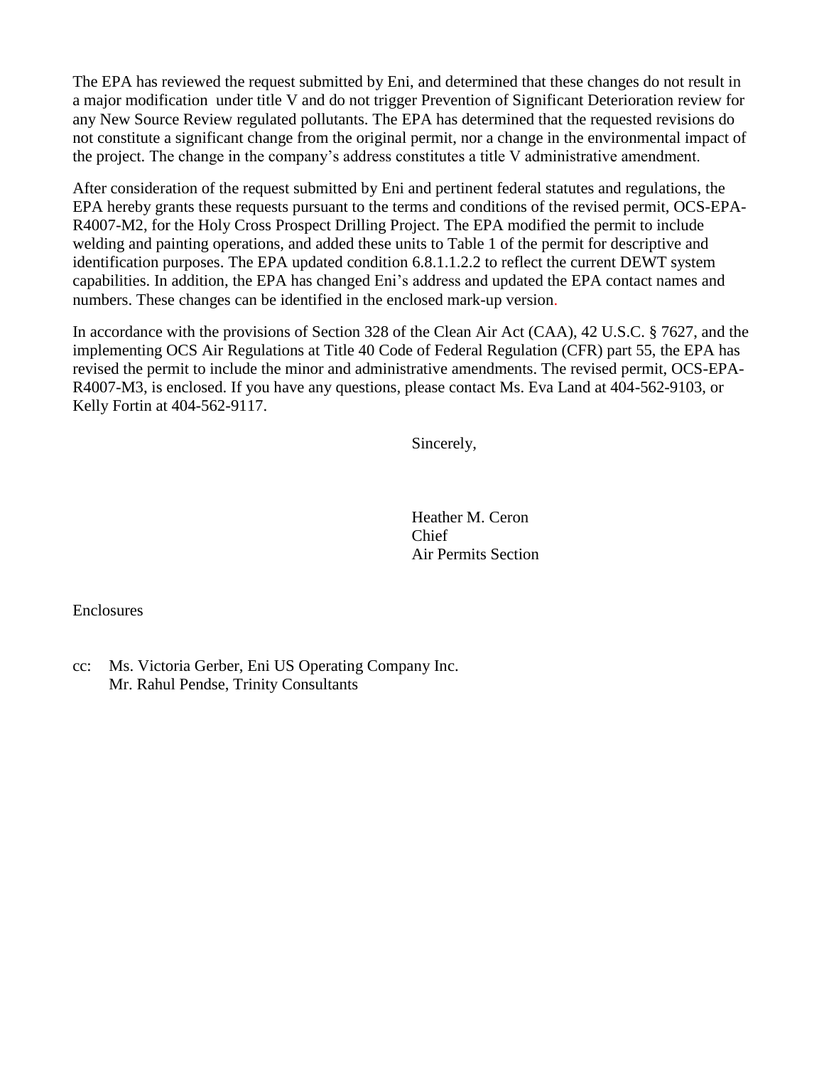The EPA has reviewed the request submitted by Eni, and determined that these changes do not result in a major modification under title V and do not trigger Prevention of Significant Deterioration review for any New Source Review regulated pollutants. The EPA has determined that the requested revisions do not constitute a significant change from the original permit, nor a change in the environmental impact of the project. The change in the company's address constitutes a title V administrative amendment.

After consideration of the request submitted by Eni and pertinent federal statutes and regulations, the EPA hereby grants these requests pursuant to the terms and conditions of the revised permit, OCS-EPA-R4007-M2, for the Holy Cross Prospect Drilling Project. The EPA modified the permit to include welding and painting operations, and added these units to Table 1 of the permit for descriptive and identification purposes. The EPA updated condition 6.8.1.1.2.2 to reflect the current DEWT system capabilities. In addition, the EPA has changed Eni's address and updated the EPA contact names and numbers. These changes can be identified in the enclosed mark-up version.

In accordance with the provisions of Section 328 of the Clean Air Act (CAA), 42 U.S.C. § 7627, and the implementing OCS Air Regulations at Title 40 Code of Federal Regulation (CFR) part 55, the EPA has revised the permit to include the minor and administrative amendments. The revised permit, OCS-EPA-R4007-M3, is enclosed. If you have any questions, please contact Ms. Eva Land at 404-562-9103, or Kelly Fortin at 404-562-9117.

Sincerely,

Heather M. Ceron
Chief
Air Permits Section

Enclosures

cc: Ms. Victoria Gerber, Eni US Operating Company Inc.
Mr. Rahul Pendse, Trinity Consultants